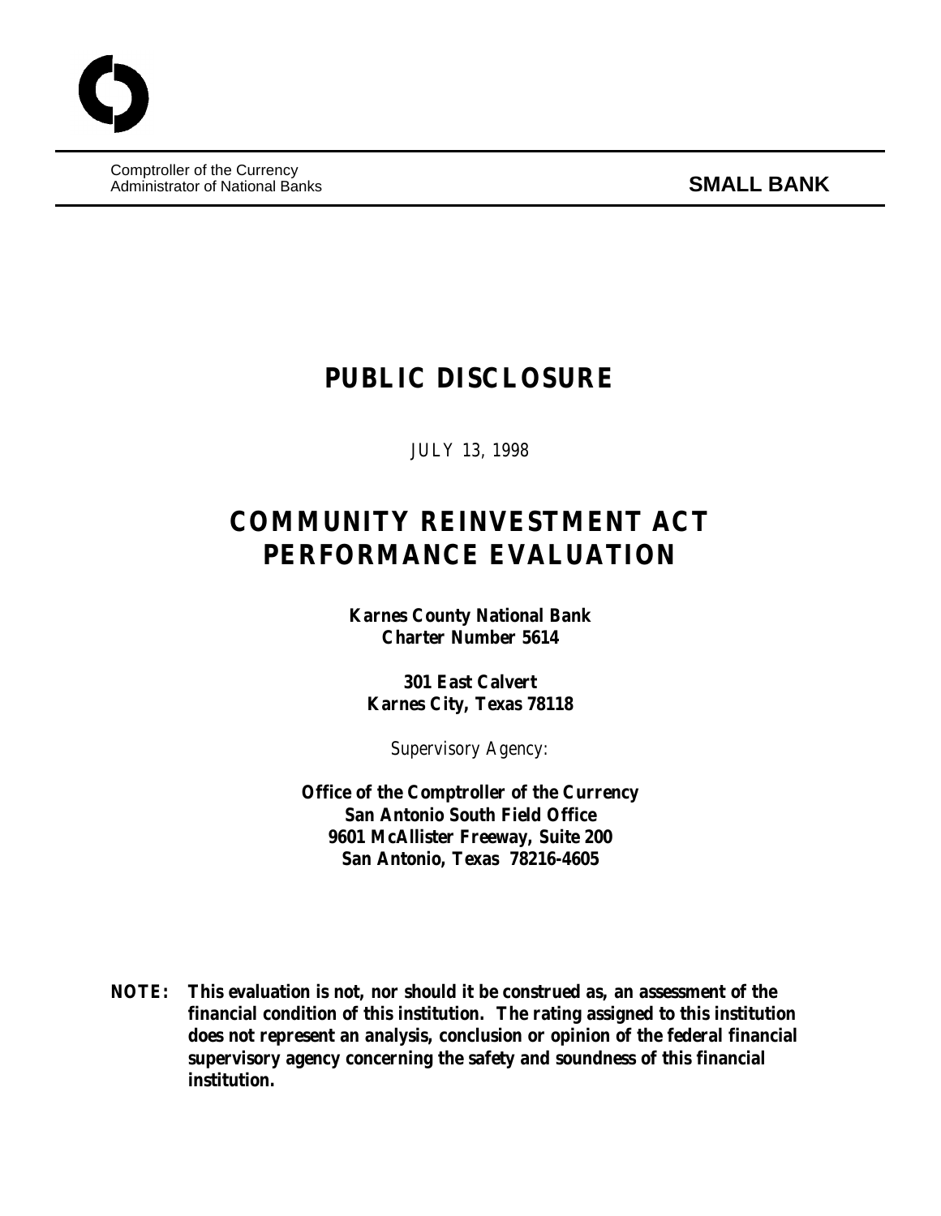Comptroller of the Currency
Administrator of National Banks

**SMALL BANK**

# PUBLIC DISCLOSURE

*JULY 13, 1998*

# COMMUNITY REINVESTMENT ACT PERFORMANCE EVALUATION

**Karnes County National Bank**
**Charter Number 5614**

**301 East Calvert**
**Karnes City, Texas 78118**

*Supervisory Agency:*

**Office of the Comptroller of the Currency**
**San Antonio South Field Office**
**9601 McAllister Freeway, Suite 200**
**San Antonio, Texas 78216-4605**

**NOTE: This evaluation is not, nor should it be construed as, an assessment of the financial condition of this institution. The rating assigned to this institution does not represent an analysis, conclusion or opinion of the federal financial supervisory agency concerning the safety and soundness of this financial institution.**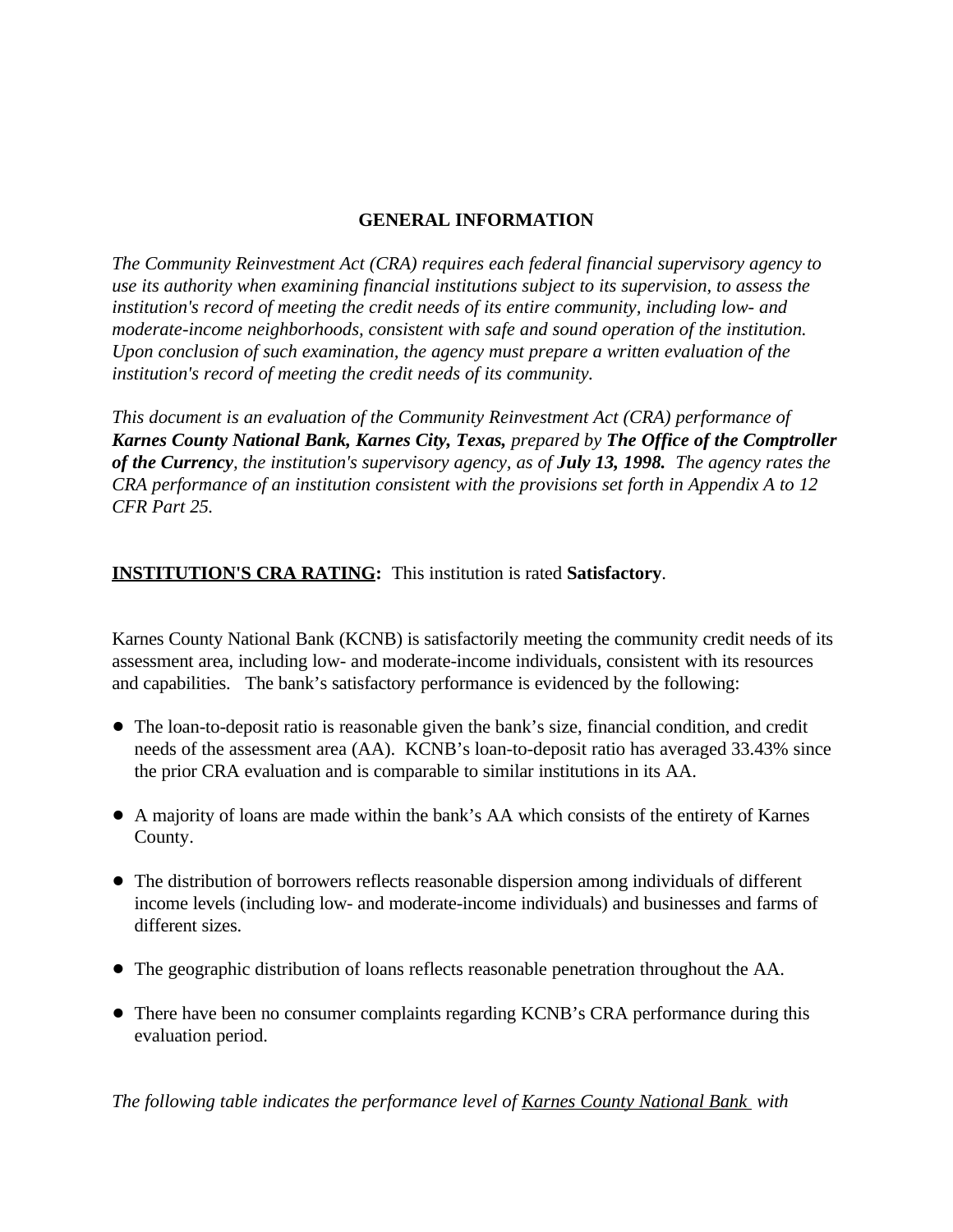## GENERAL INFORMATION

*The Community Reinvestment Act (CRA) requires each federal financial supervisory agency to use its authority when examining financial institutions subject to its supervision, to assess the institution's record of meeting the credit needs of its entire community, including low- and moderate-income neighborhoods, consistent with safe and sound operation of the institution. Upon conclusion of such examination, the agency must prepare a written evaluation of the institution's record of meeting the credit needs of its community.*

*This document is an evaluation of the Community Reinvestment Act (CRA) performance of **Karnes County National Bank, Karnes City, Texas,** prepared by **The Office of the Comptroller of the Currency**, the institution's supervisory agency, as of **July 13, 1998.** The agency rates the CRA performance of an institution consistent with the provisions set forth in Appendix A to 12 CFR Part 25.*

**INSTITUTION'S CRA RATING:** This institution is rated **Satisfactory**.

Karnes County National Bank (KCNB) is satisfactorily meeting the community credit needs of its assessment area, including low- and moderate-income individuals, consistent with its resources and capabilities. The bank's satisfactory performance is evidenced by the following:

- The loan-to-deposit ratio is reasonable given the bank's size, financial condition, and credit needs of the assessment area (AA). KCNB's loan-to-deposit ratio has averaged 33.43% since the prior CRA evaluation and is comparable to similar institutions in its AA.
- A majority of loans are made within the bank's AA which consists of the entirety of Karnes County.
- The distribution of borrowers reflects reasonable dispersion among individuals of different income levels (including low- and moderate-income individuals) and businesses and farms of different sizes.
- The geographic distribution of loans reflects reasonable penetration throughout the AA.
- There have been no consumer complaints regarding KCNB's CRA performance during this evaluation period.

*The following table indicates the performance level of Karnes County National Bank with*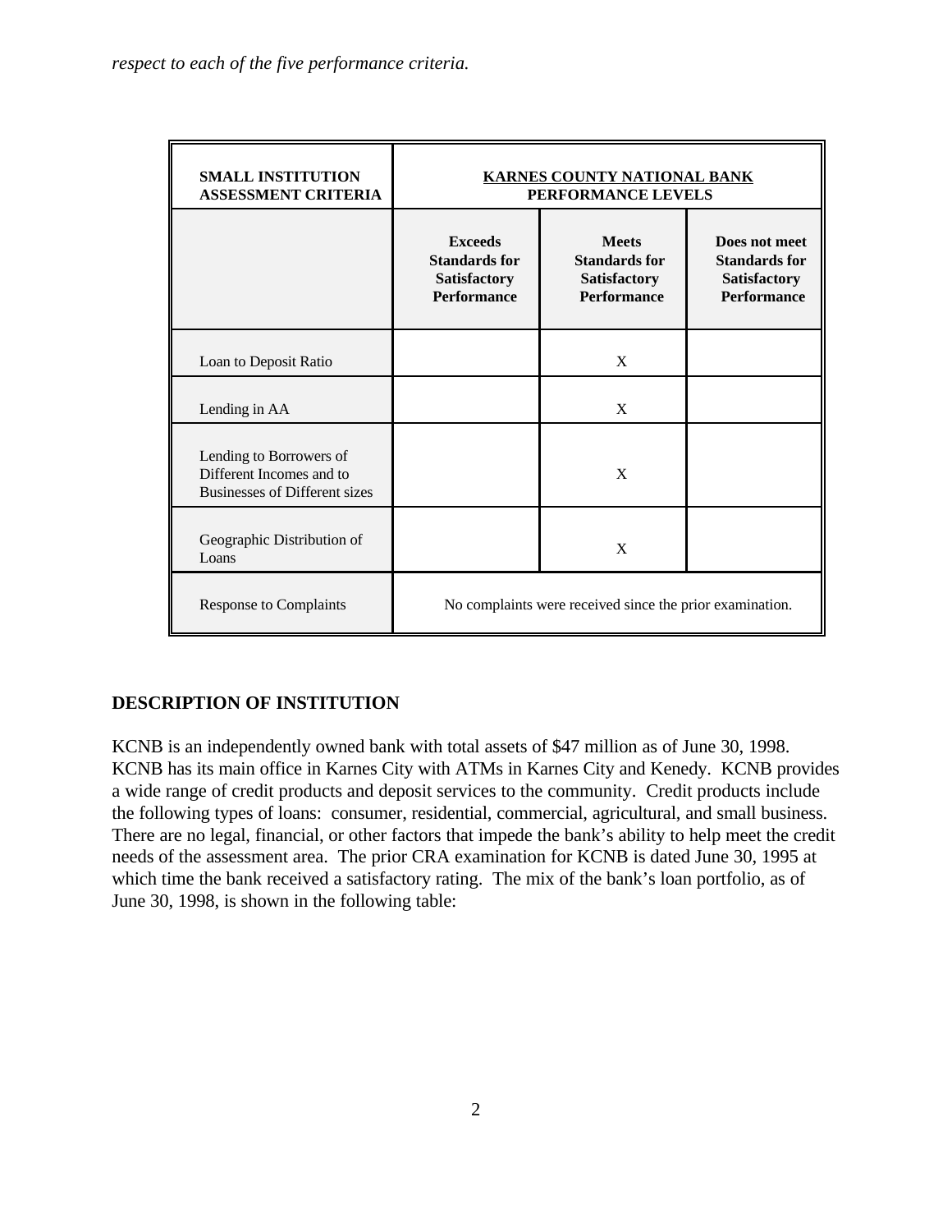*respect to each of the five performance criteria.*

| SMALL INSTITUTION ASSESSMENT CRITERIA | KARNES COUNTY NATIONAL BANK PERFORMANCE LEVELS | | |
|---|---|---|---|
| | **Exceeds Standards for Satisfactory Performance** | **Meets Standards for Satisfactory Performance** | **Does not meet Standards for Satisfactory Performance** |
| Loan to Deposit Ratio | | X | |
| Lending in AA | | X | |
| Lending to Borrowers of Different Incomes and to Businesses of Different sizes | | X | |
| Geographic Distribution of Loans | | X | |
| Response to Complaints | No complaints were received since the prior examination. | | |

## DESCRIPTION OF INSTITUTION

KCNB is an independently owned bank with total assets of $47 million as of June 30, 1998. KCNB has its main office in Karnes City with ATMs in Karnes City and Kenedy. KCNB provides a wide range of credit products and deposit services to the community. Credit products include the following types of loans: consumer, residential, commercial, agricultural, and small business. There are no legal, financial, or other factors that impede the bank's ability to help meet the credit needs of the assessment area. The prior CRA examination for KCNB is dated June 30, 1995 at which time the bank received a satisfactory rating. The mix of the bank's loan portfolio, as of June 30, 1998, is shown in the following table: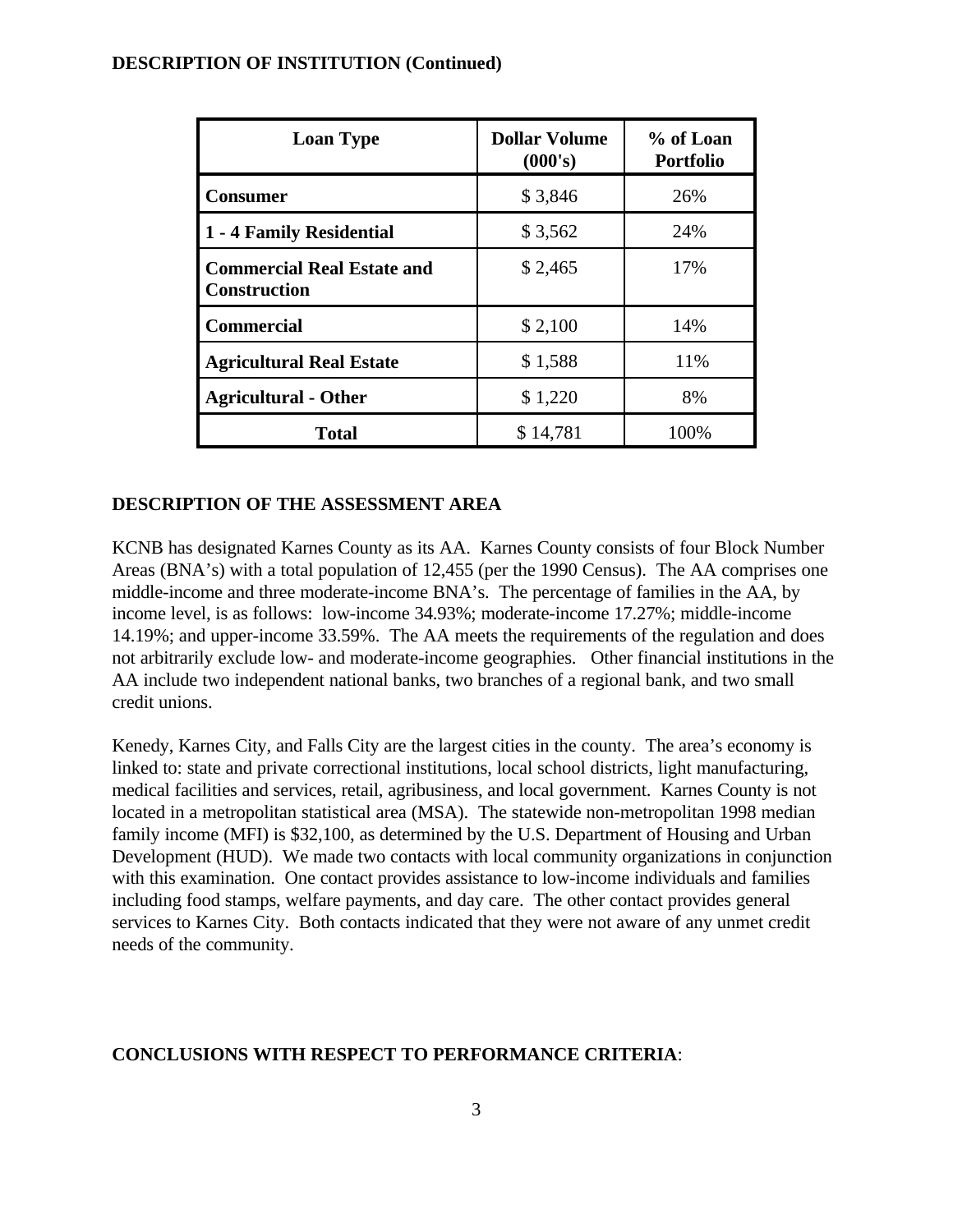## DESCRIPTION OF INSTITUTION (Continued)

| Loan Type | Dollar Volume (000's) | % of Loan Portfolio |
|---|---|---|
| **Consumer** | $ 3,846 | 26% |
| **1 - 4 Family Residential** | $ 3,562 | 24% |
| **Commercial Real Estate and Construction** | $ 2,465 | 17% |
| **Commercial** | $ 2,100 | 14% |
| **Agricultural Real Estate** | $ 1,588 | 11% |
| **Agricultural - Other** | $ 1,220 | 8% |
| **Total** | $ 14,781 | 100% |

## DESCRIPTION OF THE ASSESSMENT AREA

KCNB has designated Karnes County as its AA. Karnes County consists of four Block Number Areas (BNA's) with a total population of 12,455 (per the 1990 Census). The AA comprises one middle-income and three moderate-income BNA's. The percentage of families in the AA, by income level, is as follows: low-income 34.93%; moderate-income 17.27%; middle-income 14.19%; and upper-income 33.59%. The AA meets the requirements of the regulation and does not arbitrarily exclude low- and moderate-income geographies. Other financial institutions in the AA include two independent national banks, two branches of a regional bank, and two small credit unions.

Kenedy, Karnes City, and Falls City are the largest cities in the county. The area's economy is linked to: state and private correctional institutions, local school districts, light manufacturing, medical facilities and services, retail, agribusiness, and local government. Karnes County is not located in a metropolitan statistical area (MSA). The statewide non-metropolitan 1998 median family income (MFI) is $32,100, as determined by the U.S. Department of Housing and Urban Development (HUD). We made two contacts with local community organizations in conjunction with this examination. One contact provides assistance to low-income individuals and families including food stamps, welfare payments, and day care. The other contact provides general services to Karnes City. Both contacts indicated that they were not aware of any unmet credit needs of the community.

## CONCLUSIONS WITH RESPECT TO PERFORMANCE CRITERIA: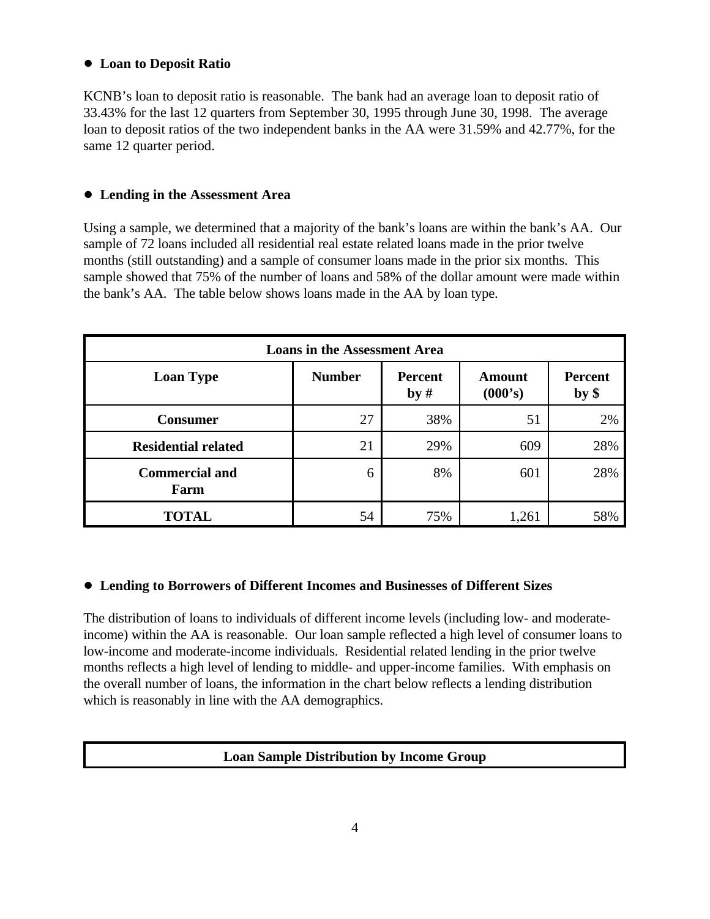- **Loan to Deposit Ratio**

KCNB's loan to deposit ratio is reasonable. The bank had an average loan to deposit ratio of 33.43% for the last 12 quarters from September 30, 1995 through June 30, 1998. The average loan to deposit ratios of the two independent banks in the AA were 31.59% and 42.77%, for the same 12 quarter period.

- **Lending in the Assessment Area**

Using a sample, we determined that a majority of the bank's loans are within the bank's AA. Our sample of 72 loans included all residential real estate related loans made in the prior twelve months (still outstanding) and a sample of consumer loans made in the prior six months. This sample showed that 75% of the number of loans and 58% of the dollar amount were made within the bank's AA. The table below shows loans made in the AA by loan type.

| **Loans in the Assessment Area** | | | | |
|---|---|---|---|---|
| **Loan Type** | **Number** | **Percent by #** | **Amount (000's)** | **Percent by $** |
| **Consumer** | 27 | 38% | 51 | 2% |
| **Residential related** | 21 | 29% | 609 | 28% |
| **Commercial and Farm** | 6 | 8% | 601 | 28% |
| **TOTAL** | 54 | 75% | 1,261 | 58% |

- **Lending to Borrowers of Different Incomes and Businesses of Different Sizes**

The distribution of loans to individuals of different income levels (including low- and moderate-income) within the AA is reasonable. Our loan sample reflected a high level of consumer loans to low-income and moderate-income individuals. Residential related lending in the prior twelve months reflects a high level of lending to middle- and upper-income families. With emphasis on the overall number of loans, the information in the chart below reflects a lending distribution which is reasonably in line with the AA demographics.

| **Loan Sample Distribution by Income Group** |
|---|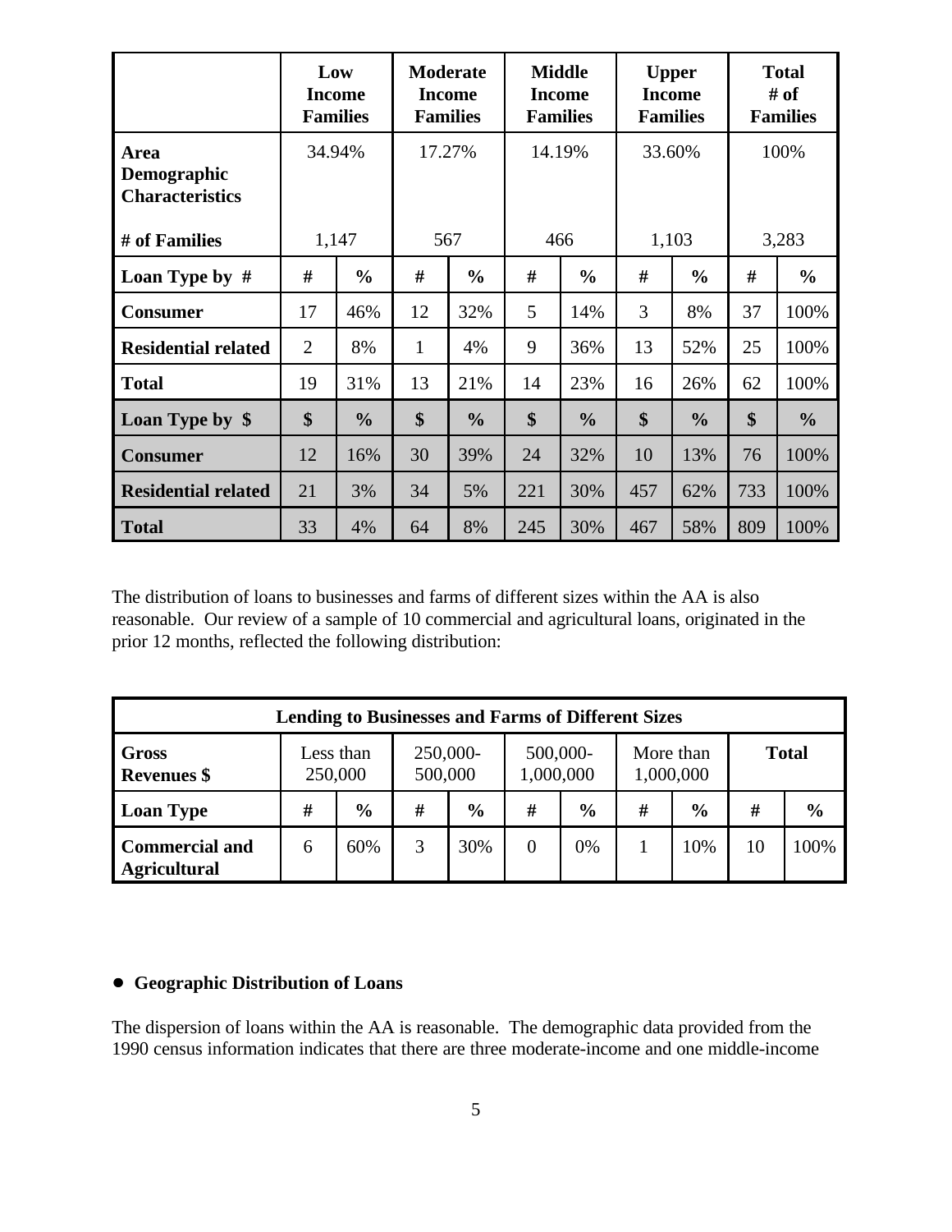| | Low Income Families | | Moderate Income Families | | Middle Income Families | | Upper Income Families | | Total # of Families | |
|---|---|---|---|---|---|---|---|---|---|---|
| **Area Demographic Characteristics** | 34.94% | | 17.27% | | 14.19% | | 33.60% | | 100% | |
| **# of Families** | 1,147 | | 567 | | 466 | | 1,103 | | 3,283 | |
| **Loan Type by #** | **#** | **%** | **#** | **%** | **#** | **%** | **#** | **%** | **#** | **%** |
| **Consumer** | 17 | 46% | 12 | 32% | 5 | 14% | 3 | 8% | 37 | 100% |
| **Residential related** | 2 | 8% | 1 | 4% | 9 | 36% | 13 | 52% | 25 | 100% |
| **Total** | 19 | 31% | 13 | 21% | 14 | 23% | 16 | 26% | 62 | 100% |
| **Loan Type by $** | **$** | **%** | **$** | **%** | **$** | **%** | **$** | **%** | **$** | **%** |
| **Consumer** | 12 | 16% | 30 | 39% | 24 | 32% | 10 | 13% | 76 | 100% |
| **Residential related** | 21 | 3% | 34 | 5% | 221 | 30% | 457 | 62% | 733 | 100% |
| **Total** | 33 | 4% | 64 | 8% | 245 | 30% | 467 | 58% | 809 | 100% |

The distribution of loans to businesses and farms of different sizes within the AA is also reasonable. Our review of a sample of 10 commercial and agricultural loans, originated in the prior 12 months, reflected the following distribution:

| **Lending to Businesses and Farms of Different Sizes** | | | | | | | | | | |
|---|---|---|---|---|---|---|---|---|---|---|
| **Gross Revenues $** | Less than 250,000 | | 250,000-500,000 | | 500,000-1,000,000 | | More than 1,000,000 | | **Total** | |
| **Loan Type** | **#** | **%** | **#** | **%** | **#** | **%** | **#** | **%** | **#** | **%** |
| **Commercial and Agricultural** | 6 | 60% | 3 | 30% | 0 | 0% | 1 | 10% | 10 | 100% |

- **Geographic Distribution of Loans**

The dispersion of loans within the AA is reasonable. The demographic data provided from the 1990 census information indicates that there are three moderate-income and one middle-income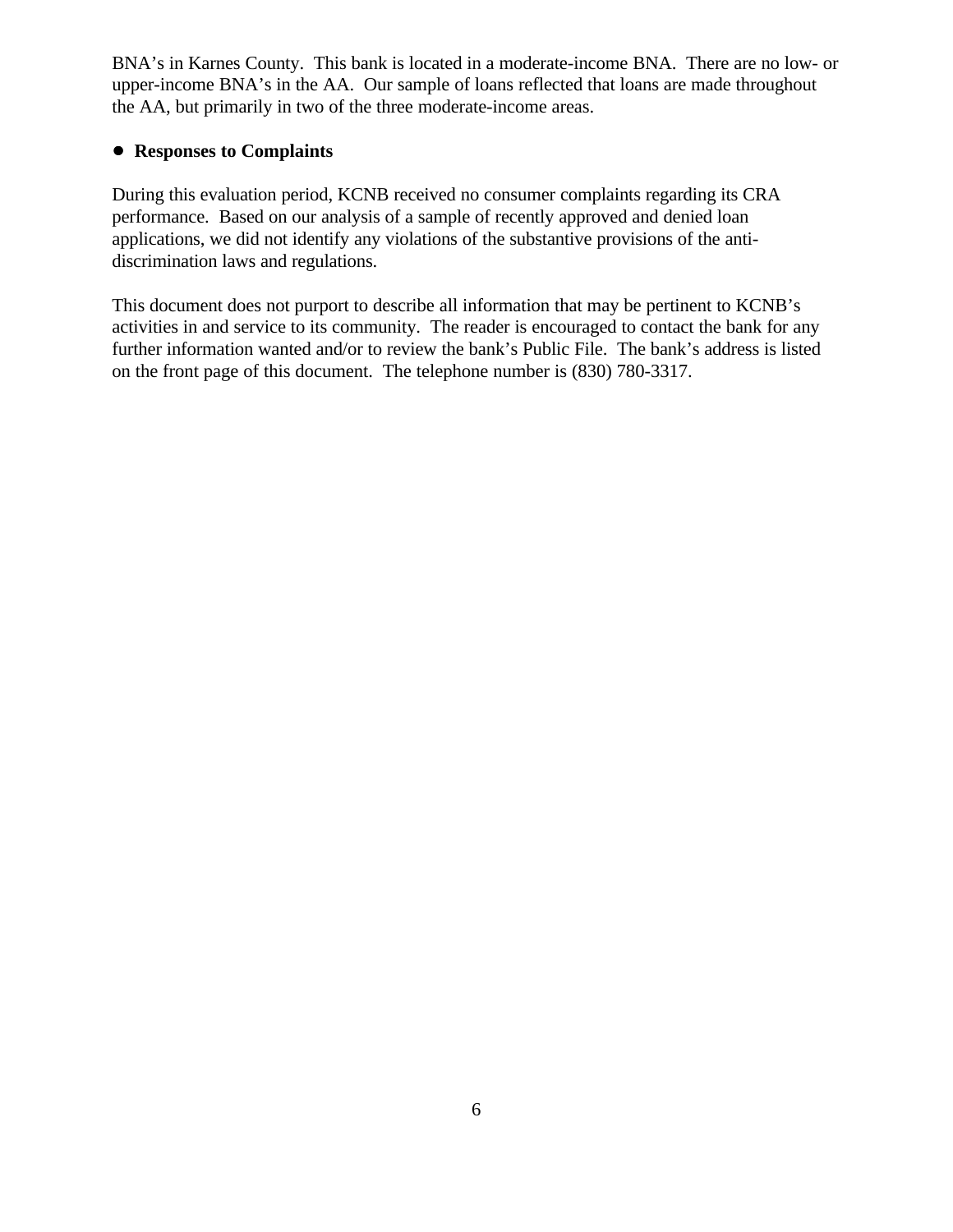BNA's in Karnes County. This bank is located in a moderate-income BNA. There are no low- or upper-income BNA's in the AA. Our sample of loans reflected that loans are made throughout the AA, but primarily in two of the three moderate-income areas.

- **Responses to Complaints**

During this evaluation period, KCNB received no consumer complaints regarding its CRA performance. Based on our analysis of a sample of recently approved and denied loan applications, we did not identify any violations of the substantive provisions of the anti-discrimination laws and regulations.

This document does not purport to describe all information that may be pertinent to KCNB's activities in and service to its community. The reader is encouraged to contact the bank for any further information wanted and/or to review the bank's Public File. The bank's address is listed on the front page of this document. The telephone number is (830) 780-3317.